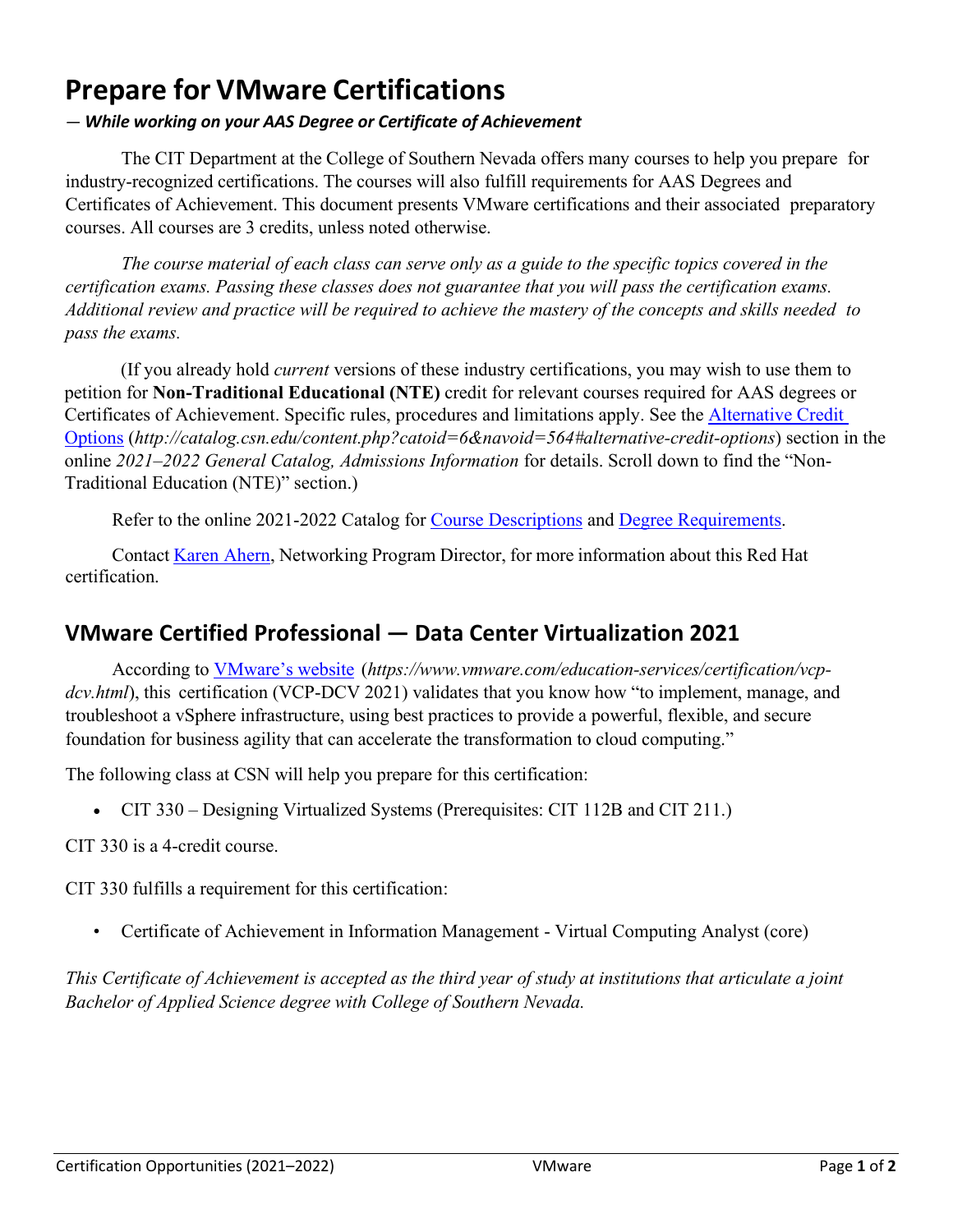# Prepare for VMware Certifications

***— While working on your AAS Degree or Certificate of Achievement***

The CIT Department at the College of Southern Nevada offers many courses to help you prepare for industry-recognized certifications. The courses will also fulfill requirements for AAS Degrees and Certificates of Achievement. This document presents VMware certifications and their associated preparatory courses. All courses are 3 credits, unless noted otherwise.

*The course material of each class can serve only as a guide to the specific topics covered in the certification exams. Passing these classes does not guarantee that you will pass the certification exams. Additional review and practice will be required to achieve the mastery of the concepts and skills needed to pass the exams.*

(If you already hold *current* versions of these industry certifications, you may wish to use them to petition for **Non-Traditional Educational (NTE)** credit for relevant courses required for AAS degrees or Certificates of Achievement. Specific rules, procedures and limitations apply. See the Alternative Credit Options (*http://catalog.csn.edu/content.php?catoid=6&navoid=564#alternative-credit-options*) section in the online *2021–2022 General Catalog, Admissions Information* for details. Scroll down to find the "Non-Traditional Education (NTE)" section.)

Refer to the online 2021-2022 Catalog for Course Descriptions and Degree Requirements.

Contact Karen Ahern, Networking Program Director, for more information about this Red Hat certification.

## VMware Certified Professional — Data Center Virtualization 2021

According to VMware's website (*https://www.vmware.com/education-services/certification/vcp-dcv.html*), this certification (VCP-DCV 2021) validates that you know how "to implement, manage, and troubleshoot a vSphere infrastructure, using best practices to provide a powerful, flexible, and secure foundation for business agility that can accelerate the transformation to cloud computing."

The following class at CSN will help you prepare for this certification:

- CIT 330 – Designing Virtualized Systems (Prerequisites: CIT 112B and CIT 211.)

CIT 330 is a 4-credit course.

CIT 330 fulfills a requirement for this certification:

- Certificate of Achievement in Information Management - Virtual Computing Analyst (core)

*This Certificate of Achievement is accepted as the third year of study at institutions that articulate a joint Bachelor of Applied Science degree with College of Southern Nevada.*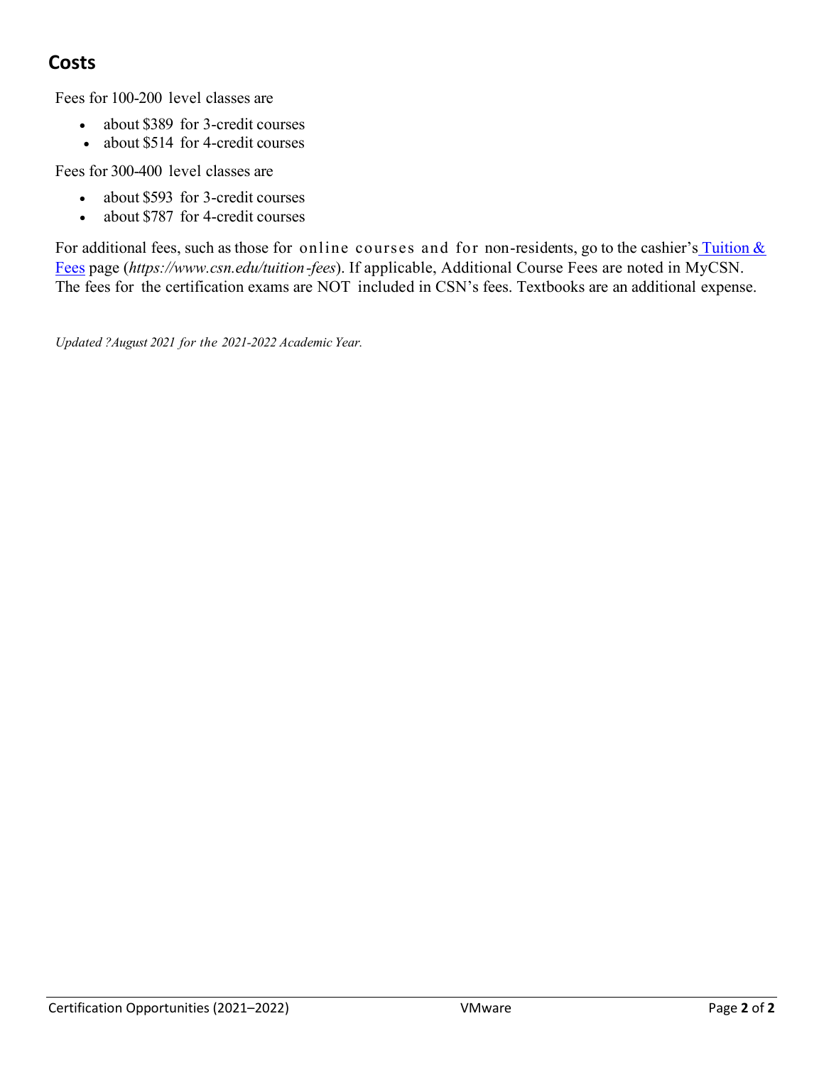## Costs

Fees for 100-200 level classes are

- about $389 for 3-credit courses
- about $514 for 4-credit courses

Fees for 300-400 level classes are

- about $593 for 3-credit courses
- about $787 for 4-credit courses

For additional fees, such as those for online courses and for non-residents, go to the cashier's [Tuition & Fees](https://www.csn.edu/tuition-fees) page (*https://www.csn.edu/tuition-fees*). If applicable, Additional Course Fees are noted in MyCSN. The fees for the certification exams are NOT included in CSN's fees. Textbooks are an additional expense.

*Updated ?August 2021 for the 2021-2022 Academic Year.*